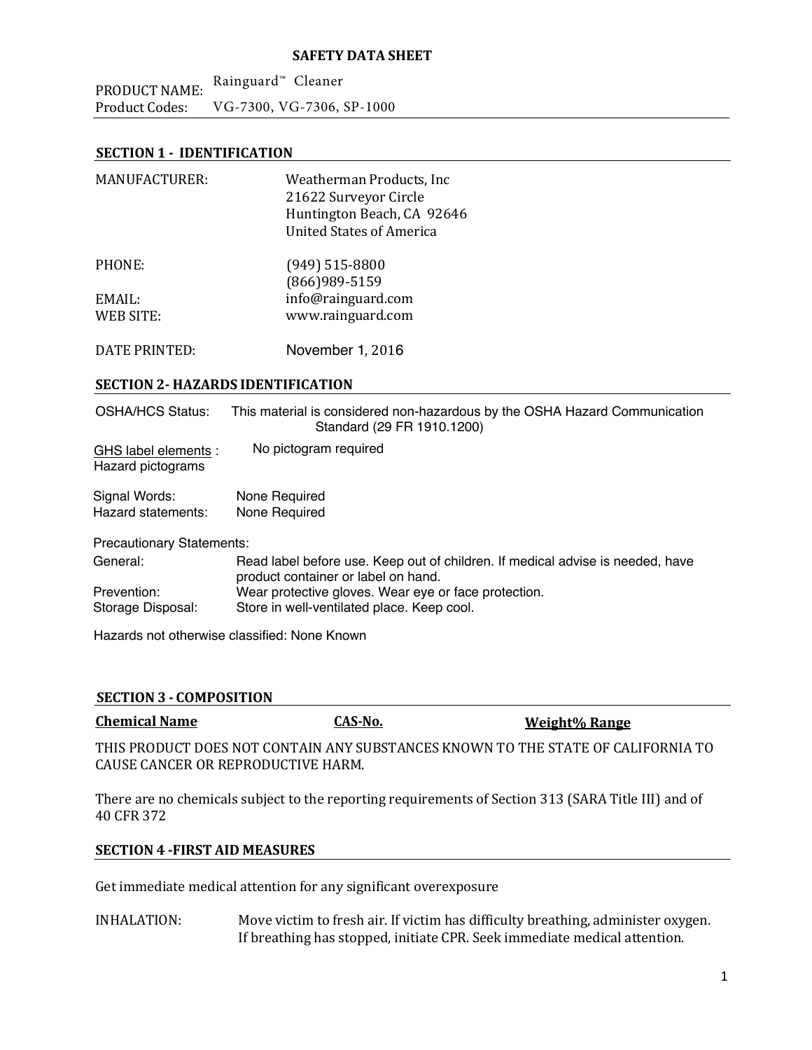# SAFETY DATA SHEET

PRODUCT NAME: Rainguard™ Cleaner
Product Codes: VG-7300, VG-7306, SP-1000

## SECTION 1 - IDENTIFICATION

MANUFACTURER: Weatherman Products, Inc
21622 Surveyor Circle
Huntington Beach, CA 92646
United States of America

PHONE: (949) 515-8800
(866)989-5159

EMAIL: info@rainguard.com

WEB SITE: www.rainguard.com

DATE PRINTED: November 1, 2016

## SECTION 2- HAZARDS IDENTIFICATION

OSHA/HCS Status: This material is considered non-hazardous by the OSHA Hazard Communication Standard (29 FR 1910.1200)

GHS label elements : Hazard pictograms: No pictogram required

Signal Words: None Required
Hazard statements: None Required

Precautionary Statements:

General: Read label before use. Keep out of children. If medical advise is needed, have product container or label on hand.
Prevention: Wear protective gloves. Wear eye or face protection.
Storage Disposal: Store in well-ventilated place. Keep cool.

Hazards not otherwise classified: None Known

## SECTION 3 - COMPOSITION

| Chemical Name | CAS-No. | Weight% Range |
|---|---|---|

THIS PRODUCT DOES NOT CONTAIN ANY SUBSTANCES KNOWN TO THE STATE OF CALIFORNIA TO CAUSE CANCER OR REPRODUCTIVE HARM.

There are no chemicals subject to the reporting requirements of Section 313 (SARA Title III) and of 40 CFR 372

## SECTION 4 -FIRST AID MEASURES

Get immediate medical attention for any significant overexposure

INHALATION: Move victim to fresh air. If victim has difficulty breathing, administer oxygen. If breathing has stopped, initiate CPR. Seek immediate medical attention.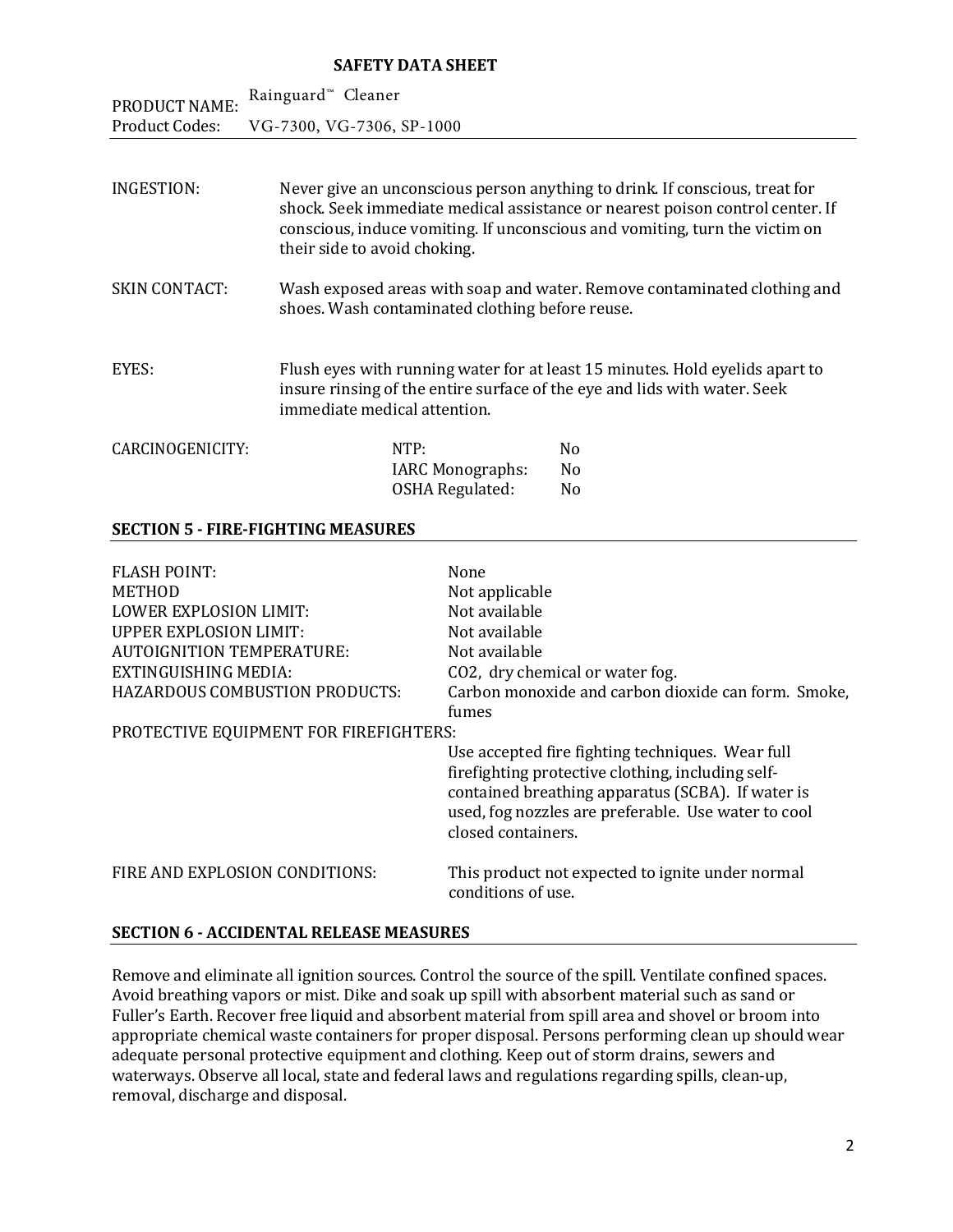**SAFETY DATA SHEET**

PRODUCT NAME: Rainguard™ Cleaner
Product Codes: VG-7300, VG-7306, SP-1000

| | |
|---|---|
| INGESTION: | Never give an unconscious person anything to drink. If conscious, treat for shock. Seek immediate medical assistance or nearest poison control center. If conscious, induce vomiting. If unconscious and vomiting, turn the victim on their side to avoid choking. |
| SKIN CONTACT: | Wash exposed areas with soap and water. Remove contaminated clothing and shoes. Wash contaminated clothing before reuse. |
| EYES: | Flush eyes with running water for at least 15 minutes. Hold eyelids apart to insure rinsing of the entire surface of the eye and lids with water. Seek immediate medical attention. |

| CARCINOGENICITY: | | |
|---|---|---|
| | NTP: | No |
| | IARC Monographs: | No |
| | OSHA Regulated: | No |

## SECTION 5 - FIRE-FIGHTING MEASURES

| | |
|---|---|
| FLASH POINT: | None |
| METHOD | Not applicable |
| LOWER EXPLOSION LIMIT: | Not available |
| UPPER EXPLOSION LIMIT: | Not available |
| AUTOIGNITION TEMPERATURE: | Not available |
| EXTINGUISHING MEDIA: | $CO_2$, dry chemical or water fog. |
| HAZARDOUS COMBUSTION PRODUCTS: | Carbon monoxide and carbon dioxide can form. Smoke, fumes |
| PROTECTIVE EQUIPMENT FOR FIREFIGHTERS: | Use accepted fire fighting techniques. Wear full firefighting protective clothing, including self-contained breathing apparatus (SCBA). If water is used, fog nozzles are preferable. Use water to cool closed containers. |
| FIRE AND EXPLOSION CONDITIONS: | This product not expected to ignite under normal conditions of use. |

## SECTION 6 - ACCIDENTAL RELEASE MEASURES

Remove and eliminate all ignition sources. Control the source of the spill. Ventilate confined spaces. Avoid breathing vapors or mist. Dike and soak up spill with absorbent material such as sand or Fuller's Earth. Recover free liquid and absorbent material from spill area and shovel or broom into appropriate chemical waste containers for proper disposal. Persons performing clean up should wear adequate personal protective equipment and clothing. Keep out of storm drains, sewers and waterways. Observe all local, state and federal laws and regulations regarding spills, clean-up, removal, discharge and disposal.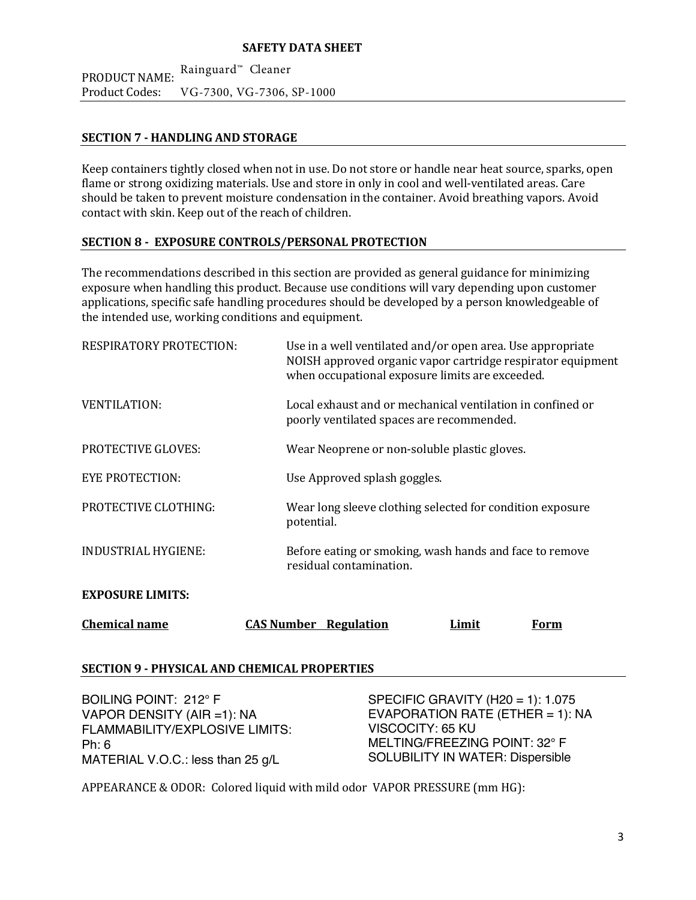**SAFETY DATA SHEET**

PRODUCT NAME: Rainguard™ Cleaner
Product Codes: VG-7300, VG-7306, SP-1000

## SECTION 7 - HANDLING AND STORAGE

Keep containers tightly closed when not in use. Do not store or handle near heat source, sparks, open flame or strong oxidizing materials. Use and store in only in cool and well-ventilated areas. Care should be taken to prevent moisture condensation in the container. Avoid breathing vapors. Avoid contact with skin. Keep out of the reach of children.

## SECTION 8 - EXPOSURE CONTROLS/PERSONAL PROTECTION

The recommendations described in this section are provided as general guidance for minimizing exposure when handling this product. Because use conditions will vary depending upon customer applications, specific safe handling procedures should be developed by a person knowledgeable of the intended use, working conditions and equipment.

| | |
|---|---|
| RESPIRATORY PROTECTION: | Use in a well ventilated and/or open area. Use appropriate NOISH approved organic vapor cartridge respirator equipment when occupational exposure limits are exceeded. |
| VENTILATION: | Local exhaust and or mechanical ventilation in confined or poorly ventilated spaces are recommended. |
| PROTECTIVE GLOVES: | Wear Neoprene or non-soluble plastic gloves. |
| EYE PROTECTION: | Use Approved splash goggles. |
| PROTECTIVE CLOTHING: | Wear long sleeve clothing selected for condition exposure potential. |
| INDUSTRIAL HYGIENE: | Before eating or smoking, wash hands and face to remove residual contamination. |

**EXPOSURE LIMITS:**

| Chemical name | CAS Number | Regulation | Limit | Form |
|---|---|---|---|---|

## SECTION 9 - PHYSICAL AND CHEMICAL PROPERTIES

BOILING POINT: 212° F
VAPOR DENSITY (AIR =1): NA
FLAMMABILITY/EXPLOSIVE LIMITS:
Ph: 6
MATERIAL V.O.C.: less than 25 g/L

SPECIFIC GRAVITY (H20 = 1): 1.075
EVAPORATION RATE (ETHER = 1): NA
VISCOCITY: 65 KU
MELTING/FREEZING POINT: 32° F
SOLUBILITY IN WATER: Dispersible

APPEARANCE & ODOR: Colored liquid with mild odor VAPOR PRESSURE (mm HG):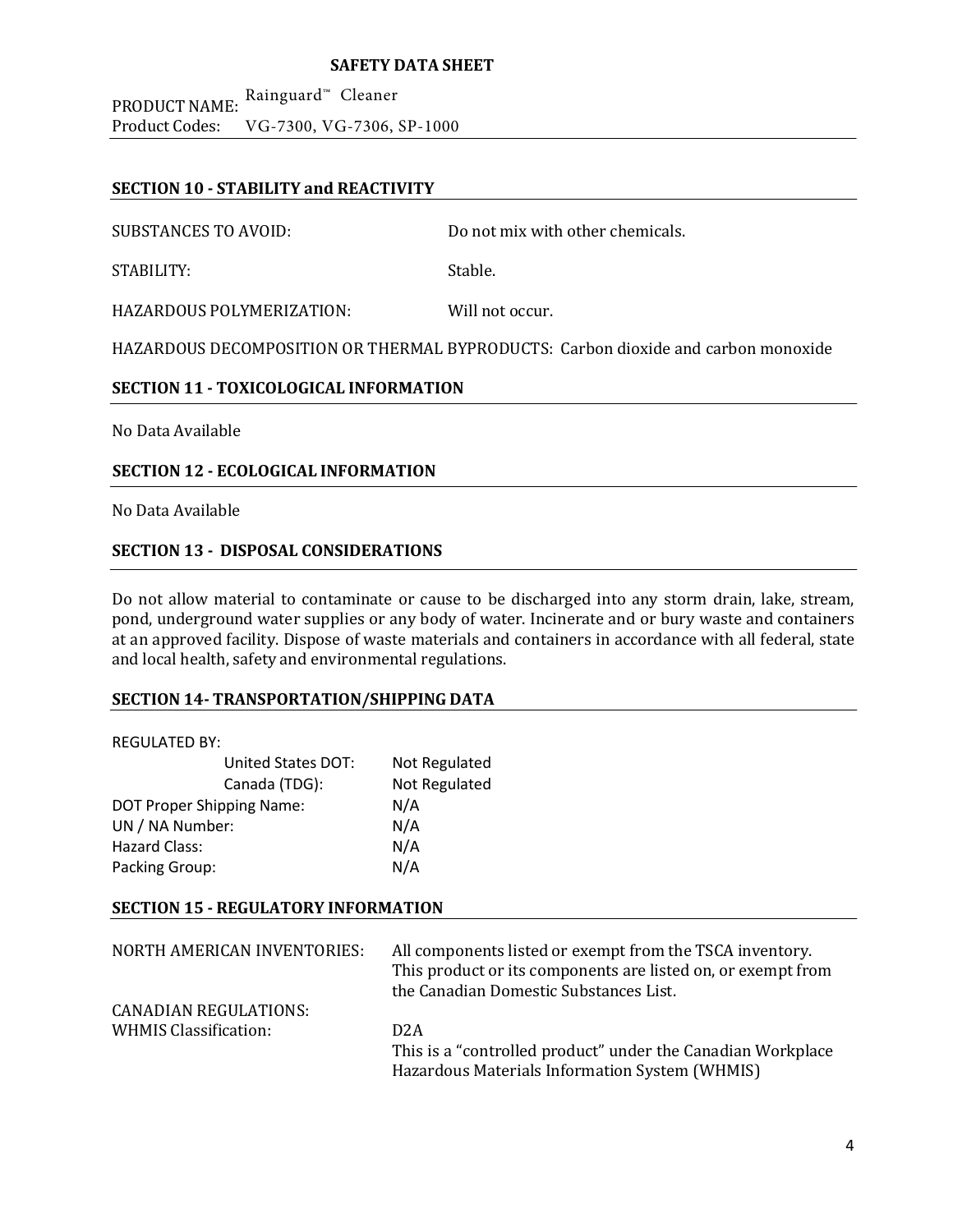**SAFETY DATA SHEET**

PRODUCT NAME: Rainguard™ Cleaner
Product Codes: VG-7300, VG-7306, SP-1000

## SECTION 10 - STABILITY and REACTIVITY

SUBSTANCES TO AVOID: Do not mix with other chemicals.

STABILITY: Stable.

HAZARDOUS POLYMERIZATION: Will not occur.

HAZARDOUS DECOMPOSITION OR THERMAL BYPRODUCTS: Carbon dioxide and carbon monoxide

## SECTION 11 - TOXICOLOGICAL INFORMATION

No Data Available

## SECTION 12 - ECOLOGICAL INFORMATION

No Data Available

## SECTION 13 - DISPOSAL CONSIDERATIONS

Do not allow material to contaminate or cause to be discharged into any storm drain, lake, stream, pond, underground water supplies or any body of water. Incinerate and or bury waste and containers at an approved facility. Dispose of waste materials and containers in accordance with all federal, state and local health, safety and environmental regulations.

## SECTION 14- TRANSPORTATION/SHIPPING DATA

REGULATED BY:

| | |
|---|---|
| United States DOT: | Not Regulated |
| Canada (TDG): | Not Regulated |
| DOT Proper Shipping Name: | N/A |
| UN / NA Number: | N/A |
| Hazard Class: | N/A |
| Packing Group: | N/A |

## SECTION 15 - REGULATORY INFORMATION

NORTH AMERICAN INVENTORIES: All components listed or exempt from the TSCA inventory. This product or its components are listed on, or exempt from the Canadian Domestic Substances List.

CANADIAN REGULATIONS:

WHMIS Classification: D2A

This is a "controlled product" under the Canadian Workplace Hazardous Materials Information System (WHMIS)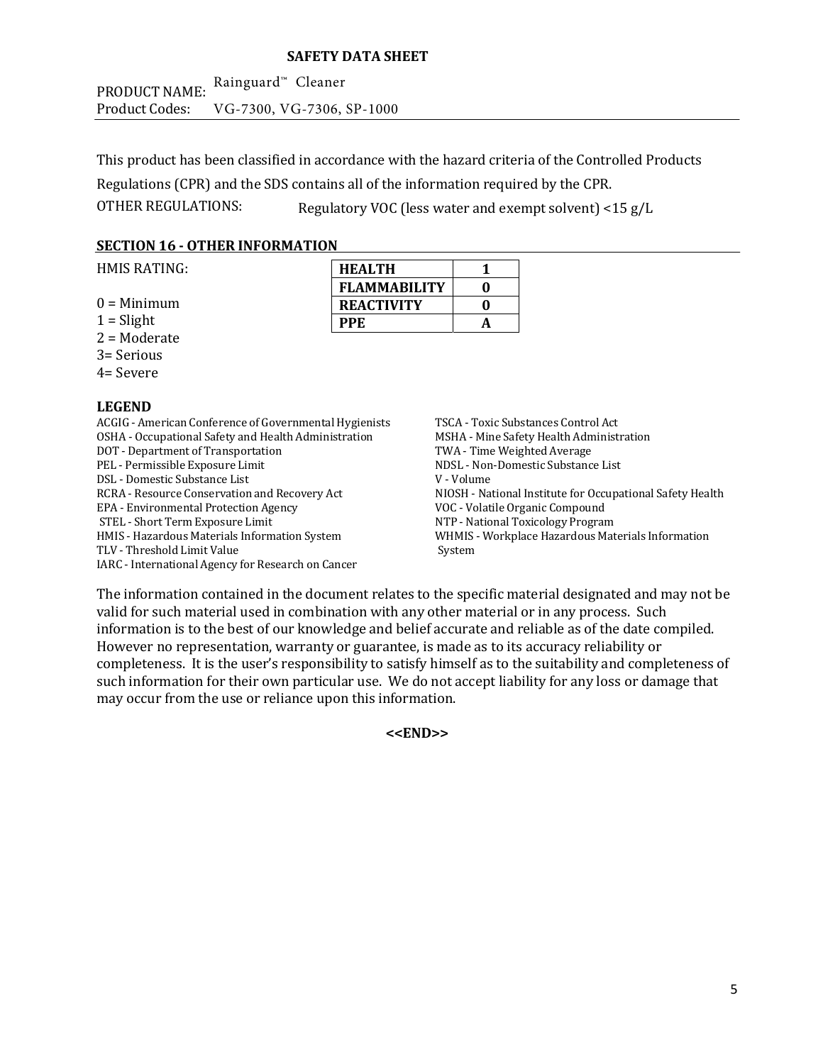**SAFETY DATA SHEET**

PRODUCT NAME: Rainguard™ Cleaner
Product Codes: VG-7300, VG-7306, SP-1000

This product has been classified in accordance with the hazard criteria of the Controlled Products Regulations (CPR) and the SDS contains all of the information required by the CPR.

OTHER REGULATIONS: Regulatory VOC (less water and exempt solvent) <15 g/L

## SECTION 16 - OTHER INFORMATION

HMIS RATING:

| | |
|---|---|
| **HEALTH** | **1** |
| **FLAMMABILITY** | **0** |
| **REACTIVITY** | **0** |
| **PPE** | **A** |

0 = Minimum
1 = Slight
2 = Moderate
3= Serious
4= Severe

**LEGEND**

ACGIG - American Conference of Governmental Hygienists
OSHA - Occupational Safety and Health Administration
DOT - Department of Transportation
PEL - Permissible Exposure Limit
DSL - Domestic Substance List
RCRA - Resource Conservation and Recovery Act
EPA - Environmental Protection Agency
STEL - Short Term Exposure Limit
HMIS - Hazardous Materials Information System
TLV - Threshold Limit Value
IARC - International Agency for Research on Cancer
TSCA - Toxic Substances Control Act
MSHA - Mine Safety Health Administration
TWA - Time Weighted Average
NDSL - Non-Domestic Substance List
V - Volume
NIOSH - National Institute for Occupational Safety Health
VOC - Volatile Organic Compound
NTP - National Toxicology Program
WHMIS - Workplace Hazardous Materials Information System

The information contained in the document relates to the specific material designated and may not be valid for such material used in combination with any other material or in any process. Such information is to the best of our knowledge and belief accurate and reliable as of the date compiled. However no representation, warranty or guarantee, is made as to its accuracy reliability or completeness. It is the user's responsibility to satisfy himself as to the suitability and completeness of such information for their own particular use. We do not accept liability for any loss or damage that may occur from the use or reliance upon this information.

**<<END>>**